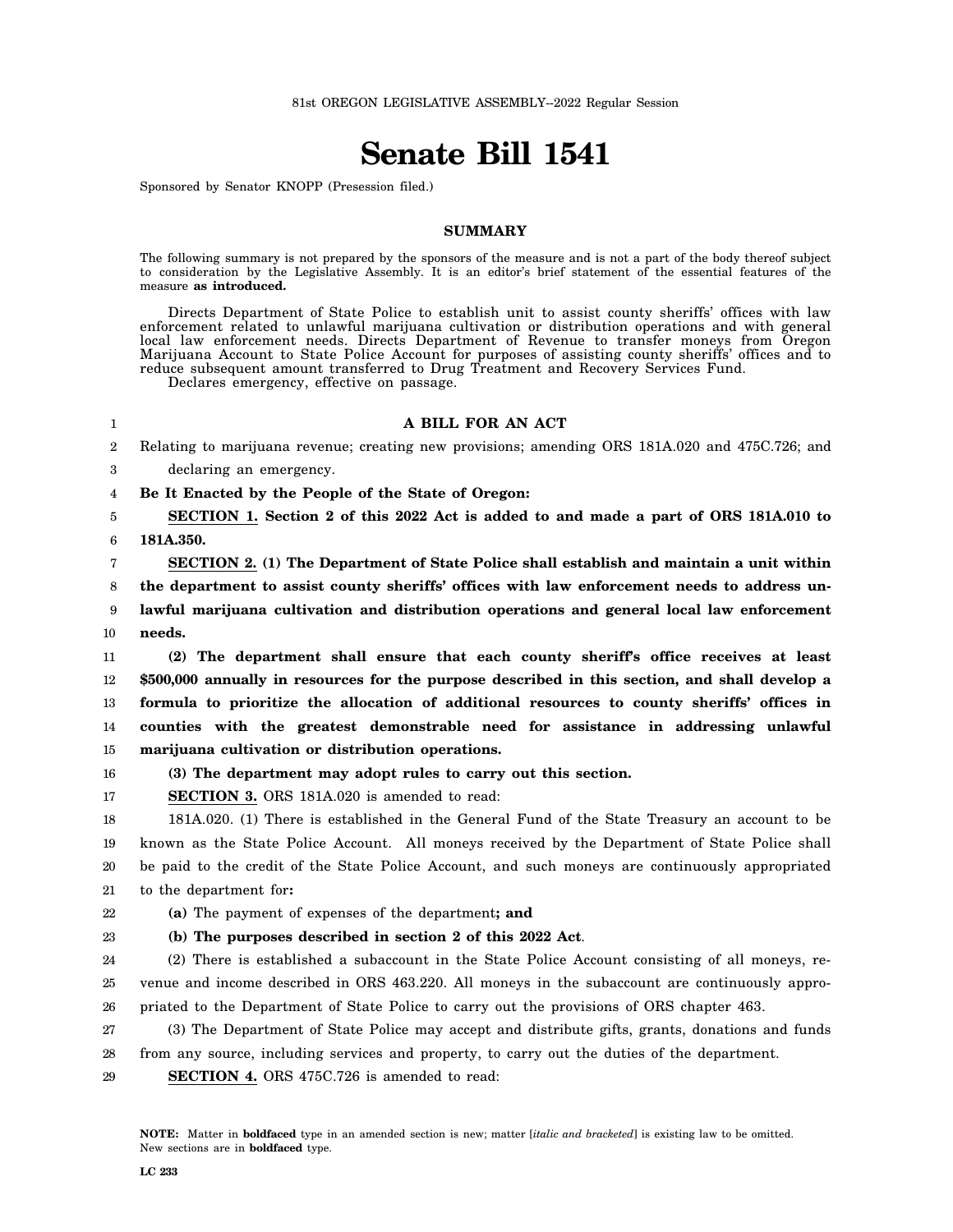81st OREGON LEGISLATIVE ASSEMBLY--2022 Regular Session

# Senate Bill 1541

Sponsored by Senator KNOPP (Presession filed.)

## SUMMARY

The following summary is not prepared by the sponsors of the measure and is not a part of the body thereof subject to consideration by the Legislative Assembly. It is an editor's brief statement of the essential features of the measure **as introduced.**

Directs Department of State Police to establish unit to assist county sheriffs' offices with law enforcement related to unlawful marijuana cultivation or distribution operations and with general local law enforcement needs. Directs Department of Revenue to transfer moneys from Oregon Marijuana Account to State Police Account for purposes of assisting county sheriffs' offices and to reduce subsequent amount transferred to Drug Treatment and Recovery Services Fund.

Declares emergency, effective on passage.

**A BILL FOR AN ACT**

Relating to marijuana revenue; creating new provisions; amending ORS 181A.020 and 475C.726; and declaring an emergency.

**Be It Enacted by the People of the State of Oregon:**

**SECTION 1. Section 2 of this 2022 Act is added to and made a part of ORS 181A.010 to 181A.350.**

**SECTION 2. (1) The Department of State Police shall establish and maintain a unit within the department to assist county sheriffs' offices with law enforcement needs to address unlawful marijuana cultivation and distribution operations and general local law enforcement needs.**

**(2) The department shall ensure that each county sheriff's office receives at least $500,000 annually in resources for the purpose described in this section, and shall develop a formula to prioritize the allocation of additional resources to county sheriffs' offices in counties with the greatest demonstrable need for assistance in addressing unlawful marijuana cultivation or distribution operations.**

**(3) The department may adopt rules to carry out this section.**

**SECTION 3.** ORS 181A.020 is amended to read:

181A.020. (1) There is established in the General Fund of the State Treasury an account to be known as the State Police Account. All moneys received by the Department of State Police shall be paid to the credit of the State Police Account, and such moneys are continuously appropriated to the department for**:**

**(a)** The payment of expenses of the department**; and**

**(b) The purposes described in section 2 of this 2022 Act**.

(2) There is established a subaccount in the State Police Account consisting of all moneys, revenue and income described in ORS 463.220. All moneys in the subaccount are continuously appropriated to the Department of State Police to carry out the provisions of ORS chapter 463.

(3) The Department of State Police may accept and distribute gifts, grants, donations and funds from any source, including services and property, to carry out the duties of the department.

**SECTION 4.** ORS 475C.726 is amended to read:

**NOTE:** Matter in **boldfaced** type in an amended section is new; matter [*italic and bracketed*] is existing law to be omitted. New sections are in **boldfaced** type.

**LC 233**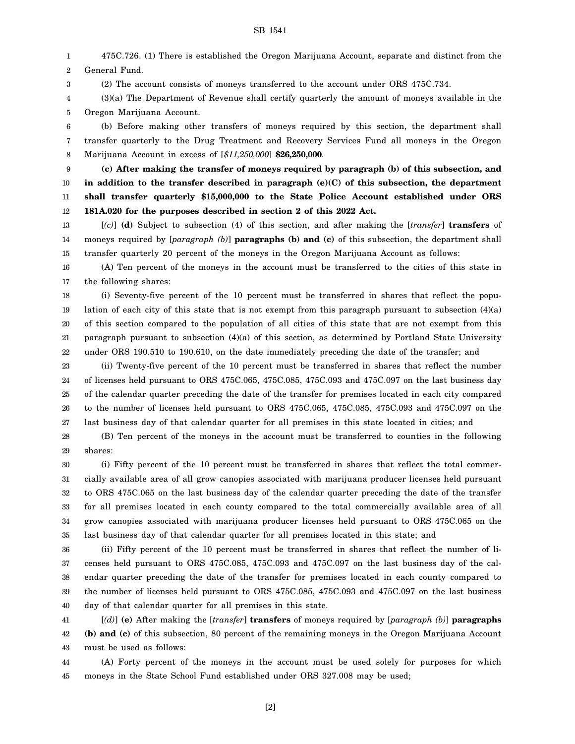475C.726. (1) There is established the Oregon Marijuana Account, separate and distinct from the General Fund.

(2) The account consists of moneys transferred to the account under ORS 475C.734.

(3)(a) The Department of Revenue shall certify quarterly the amount of moneys available in the Oregon Marijuana Account.

(b) Before making other transfers of moneys required by this section, the department shall transfer quarterly to the Drug Treatment and Recovery Services Fund all moneys in the Oregon Marijuana Account in excess of [*$11,250,000*] **$26,250,000**.

**(c) After making the transfer of moneys required by paragraph (b) of this subsection, and in addition to the transfer described in paragraph (e)(C) of this subsection, the department shall transfer quarterly $15,000,000 to the State Police Account established under ORS 181A.020 for the purposes described in section 2 of this 2022 Act.**

[*(c)*] **(d)** Subject to subsection (4) of this section, and after making the [*transfer*] **transfers** of moneys required by [*paragraph (b)*] **paragraphs (b) and (c)** of this subsection, the department shall transfer quarterly 20 percent of the moneys in the Oregon Marijuana Account as follows:

(A) Ten percent of the moneys in the account must be transferred to the cities of this state in the following shares:

(i) Seventy-five percent of the 10 percent must be transferred in shares that reflect the population of each city of this state that is not exempt from this paragraph pursuant to subsection (4)(a) of this section compared to the population of all cities of this state that are not exempt from this paragraph pursuant to subsection (4)(a) of this section, as determined by Portland State University under ORS 190.510 to 190.610, on the date immediately preceding the date of the transfer; and

(ii) Twenty-five percent of the 10 percent must be transferred in shares that reflect the number of licenses held pursuant to ORS 475C.065, 475C.085, 475C.093 and 475C.097 on the last business day of the calendar quarter preceding the date of the transfer for premises located in each city compared to the number of licenses held pursuant to ORS 475C.065, 475C.085, 475C.093 and 475C.097 on the last business day of that calendar quarter for all premises in this state located in cities; and

(B) Ten percent of the moneys in the account must be transferred to counties in the following shares:

(i) Fifty percent of the 10 percent must be transferred in shares that reflect the total commercially available area of all grow canopies associated with marijuana producer licenses held pursuant to ORS 475C.065 on the last business day of the calendar quarter preceding the date of the transfer for all premises located in each county compared to the total commercially available area of all grow canopies associated with marijuana producer licenses held pursuant to ORS 475C.065 on the last business day of that calendar quarter for all premises located in this state; and

(ii) Fifty percent of the 10 percent must be transferred in shares that reflect the number of licenses held pursuant to ORS 475C.085, 475C.093 and 475C.097 on the last business day of the calendar quarter preceding the date of the transfer for premises located in each county compared to the number of licenses held pursuant to ORS 475C.085, 475C.093 and 475C.097 on the last business day of that calendar quarter for all premises in this state.

[*(d)*] **(e)** After making the [*transfer*] **transfers** of moneys required by [*paragraph (b)*] **paragraphs (b) and (c)** of this subsection, 80 percent of the remaining moneys in the Oregon Marijuana Account must be used as follows:

(A) Forty percent of the moneys in the account must be used solely for purposes for which moneys in the State School Fund established under ORS 327.008 may be used;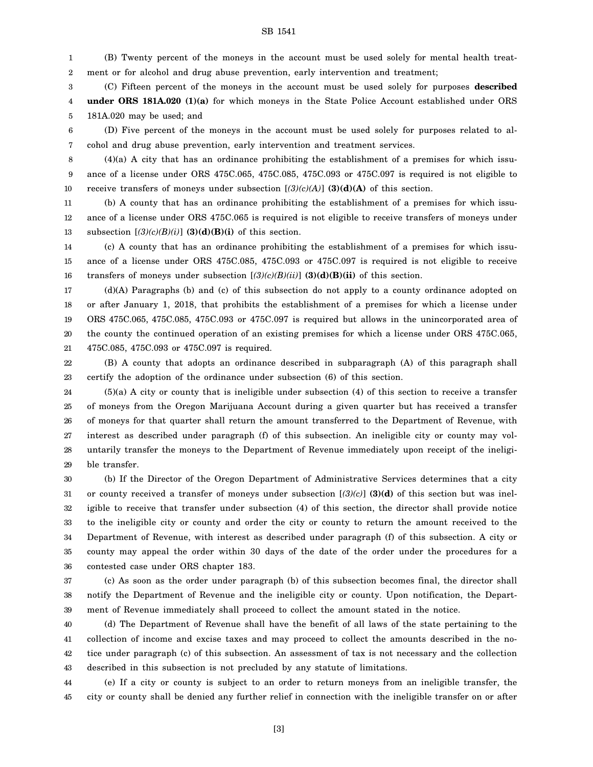(B) Twenty percent of the moneys in the account must be used solely for mental health treatment or for alcohol and drug abuse prevention, early intervention and treatment;

(C) Fifteen percent of the moneys in the account must be used solely for purposes **described under ORS 181A.020 (1)(a)** for which moneys in the State Police Account established under ORS 181A.020 may be used; and

(D) Five percent of the moneys in the account must be used solely for purposes related to alcohol and drug abuse prevention, early intervention and treatment services.

(4)(a) A city that has an ordinance prohibiting the establishment of a premises for which issuance of a license under ORS 475C.065, 475C.085, 475C.093 or 475C.097 is required is not eligible to receive transfers of moneys under subsection [*(3)(c)(A)*] **(3)(d)(A)** of this section.

(b) A county that has an ordinance prohibiting the establishment of a premises for which issuance of a license under ORS 475C.065 is required is not eligible to receive transfers of moneys under subsection [*(3)(c)(B)(i)*] **(3)(d)(B)(i)** of this section.

(c) A county that has an ordinance prohibiting the establishment of a premises for which issuance of a license under ORS 475C.085, 475C.093 or 475C.097 is required is not eligible to receive transfers of moneys under subsection [*(3)(c)(B)(ii)*] **(3)(d)(B)(ii)** of this section.

(d)(A) Paragraphs (b) and (c) of this subsection do not apply to a county ordinance adopted on or after January 1, 2018, that prohibits the establishment of a premises for which a license under ORS 475C.065, 475C.085, 475C.093 or 475C.097 is required but allows in the unincorporated area of the county the continued operation of an existing premises for which a license under ORS 475C.065, 475C.085, 475C.093 or 475C.097 is required.

(B) A county that adopts an ordinance described in subparagraph (A) of this paragraph shall certify the adoption of the ordinance under subsection (6) of this section.

(5)(a) A city or county that is ineligible under subsection (4) of this section to receive a transfer of moneys from the Oregon Marijuana Account during a given quarter but has received a transfer of moneys for that quarter shall return the amount transferred to the Department of Revenue, with interest as described under paragraph (f) of this subsection. An ineligible city or county may voluntarily transfer the moneys to the Department of Revenue immediately upon receipt of the ineligible transfer.

(b) If the Director of the Oregon Department of Administrative Services determines that a city or county received a transfer of moneys under subsection [*(3)(c)*] **(3)(d)** of this section but was ineligible to receive that transfer under subsection (4) of this section, the director shall provide notice to the ineligible city or county and order the city or county to return the amount received to the Department of Revenue, with interest as described under paragraph (f) of this subsection. A city or county may appeal the order within 30 days of the date of the order under the procedures for a contested case under ORS chapter 183.

(c) As soon as the order under paragraph (b) of this subsection becomes final, the director shall notify the Department of Revenue and the ineligible city or county. Upon notification, the Department of Revenue immediately shall proceed to collect the amount stated in the notice.

(d) The Department of Revenue shall have the benefit of all laws of the state pertaining to the collection of income and excise taxes and may proceed to collect the amounts described in the notice under paragraph (c) of this subsection. An assessment of tax is not necessary and the collection described in this subsection is not precluded by any statute of limitations.

(e) If a city or county is subject to an order to return moneys from an ineligible transfer, the city or county shall be denied any further relief in connection with the ineligible transfer on or after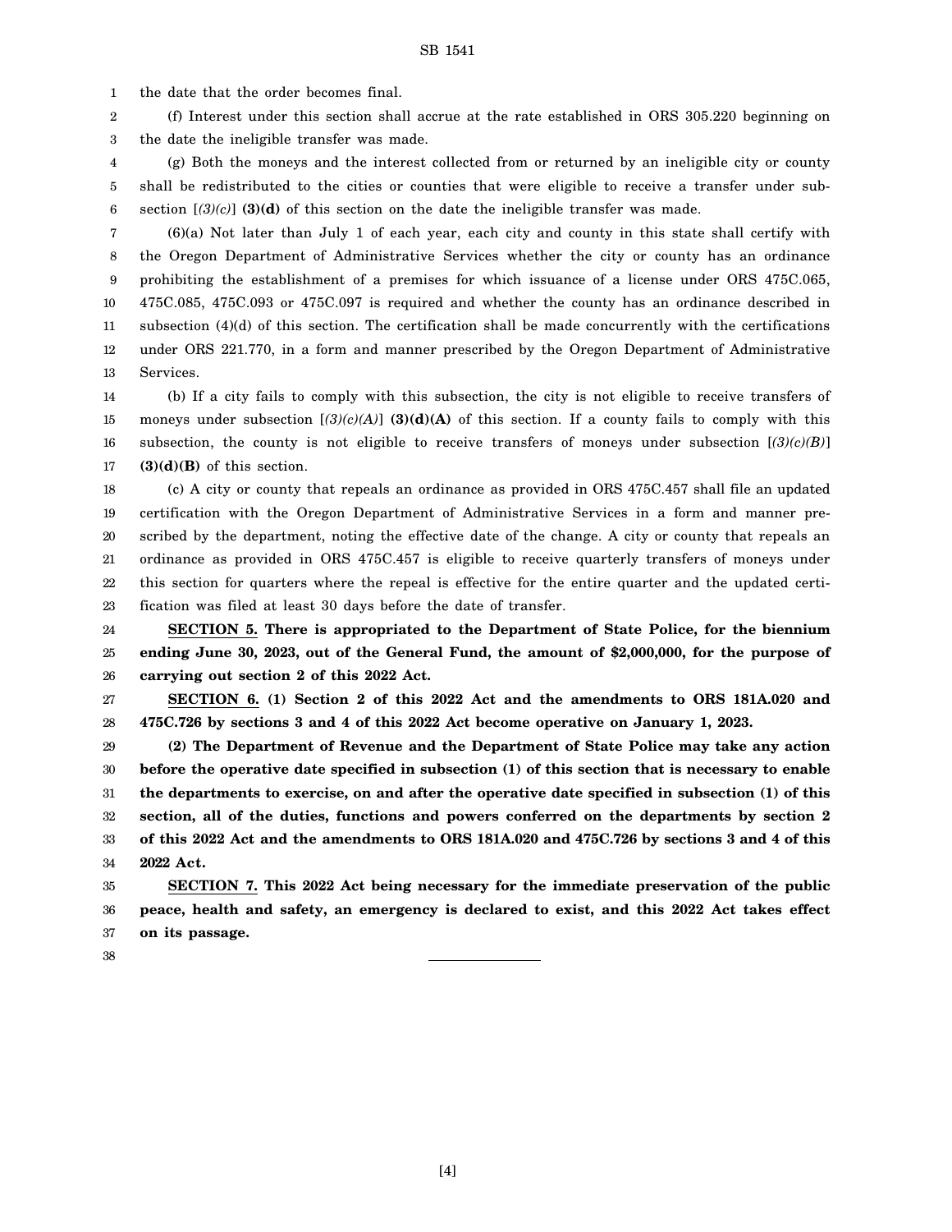the date that the order becomes final.

(f) Interest under this section shall accrue at the rate established in ORS 305.220 beginning on the date the ineligible transfer was made.

(g) Both the moneys and the interest collected from or returned by an ineligible city or county shall be redistributed to the cities or counties that were eligible to receive a transfer under subsection [*(3)(c)*] **(3)(d)** of this section on the date the ineligible transfer was made.

(6)(a) Not later than July 1 of each year, each city and county in this state shall certify with the Oregon Department of Administrative Services whether the city or county has an ordinance prohibiting the establishment of a premises for which issuance of a license under ORS 475C.065, 475C.085, 475C.093 or 475C.097 is required and whether the county has an ordinance described in subsection (4)(d) of this section. The certification shall be made concurrently with the certifications under ORS 221.770, in a form and manner prescribed by the Oregon Department of Administrative Services.

(b) If a city fails to comply with this subsection, the city is not eligible to receive transfers of moneys under subsection [*(3)(c)(A)*] **(3)(d)(A)** of this section. If a county fails to comply with this subsection, the county is not eligible to receive transfers of moneys under subsection [*(3)(c)(B)*] **(3)(d)(B)** of this section.

(c) A city or county that repeals an ordinance as provided in ORS 475C.457 shall file an updated certification with the Oregon Department of Administrative Services in a form and manner prescribed by the department, noting the effective date of the change. A city or county that repeals an ordinance as provided in ORS 475C.457 is eligible to receive quarterly transfers of moneys under this section for quarters where the repeal is effective for the entire quarter and the updated certification was filed at least 30 days before the date of transfer.

**SECTION 5. There is appropriated to the Department of State Police, for the biennium ending June 30, 2023, out of the General Fund, the amount of $2,000,000, for the purpose of carrying out section 2 of this 2022 Act.**

**SECTION 6. (1) Section 2 of this 2022 Act and the amendments to ORS 181A.020 and 475C.726 by sections 3 and 4 of this 2022 Act become operative on January 1, 2023.**

**(2) The Department of Revenue and the Department of State Police may take any action before the operative date specified in subsection (1) of this section that is necessary to enable the departments to exercise, on and after the operative date specified in subsection (1) of this section, all of the duties, functions and powers conferred on the departments by section 2 of this 2022 Act and the amendments to ORS 181A.020 and 475C.726 by sections 3 and 4 of this 2022 Act.**

**SECTION 7. This 2022 Act being necessary for the immediate preservation of the public peace, health and safety, an emergency is declared to exist, and this 2022 Act takes effect on its passage.**